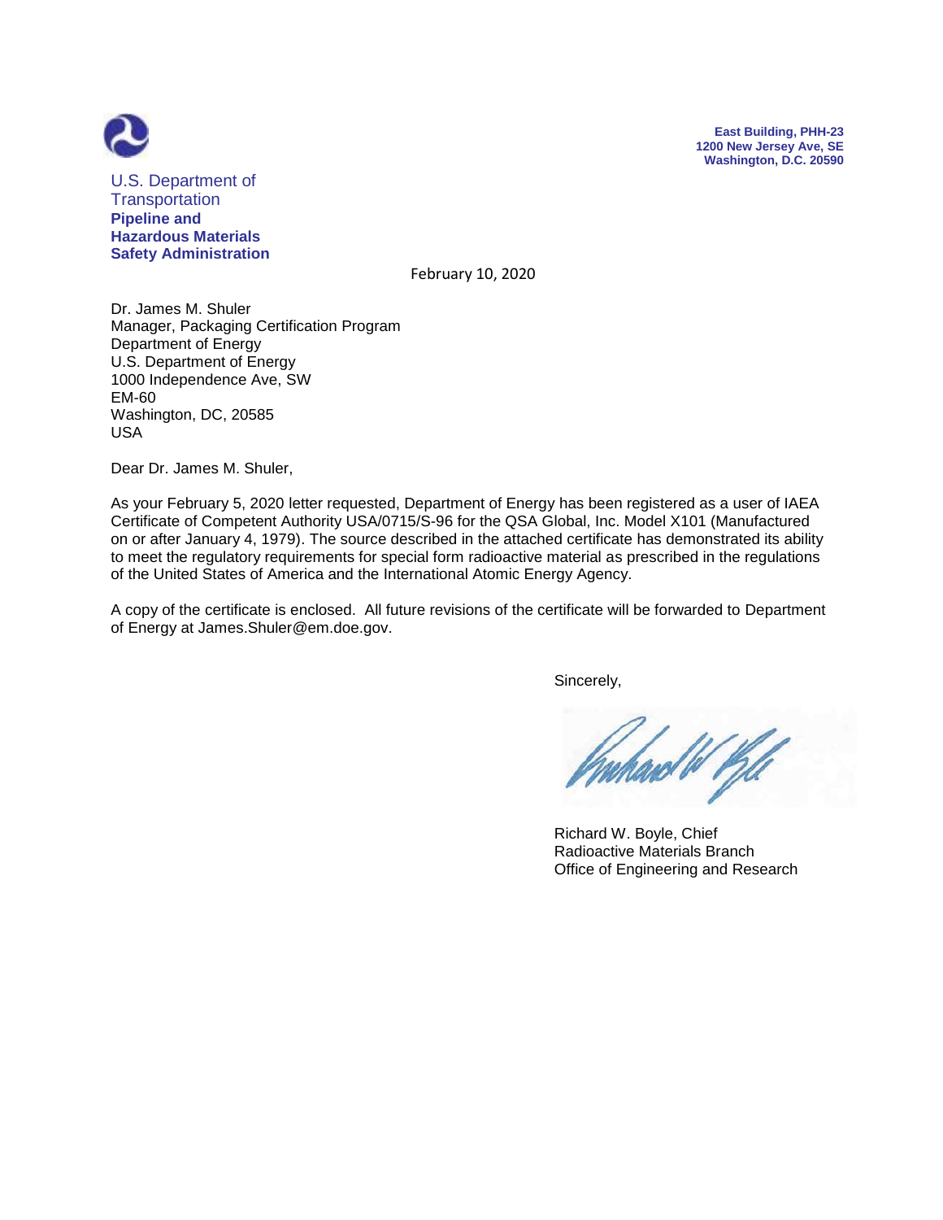U.S. Department of Transportation
**Pipeline and Hazardous Materials Safety Administration**

**East Building, PHH-23**
**1200 New Jersey Ave, SE**
**Washington, D.C. 20590**

February 10, 2020

Dr. James M. Shuler
Manager, Packaging Certification Program
Department of Energy
U.S. Department of Energy
1000 Independence Ave, SW
EM-60
Washington, DC, 20585
USA

Dear Dr. James M. Shuler,

As your February 5, 2020 letter requested, Department of Energy has been registered as a user of IAEA Certificate of Competent Authority USA/0715/S-96 for the QSA Global, Inc. Model X101 (Manufactured on or after January 4, 1979). The source described in the attached certificate has demonstrated its ability to meet the regulatory requirements for special form radioactive material as prescribed in the regulations of the United States of America and the International Atomic Energy Agency.

A copy of the certificate is enclosed. All future revisions of the certificate will be forwarded to Department of Energy at James.Shuler@em.doe.gov.

Sincerely,

Richard W. Boyle, Chief
Radioactive Materials Branch
Office of Engineering and Research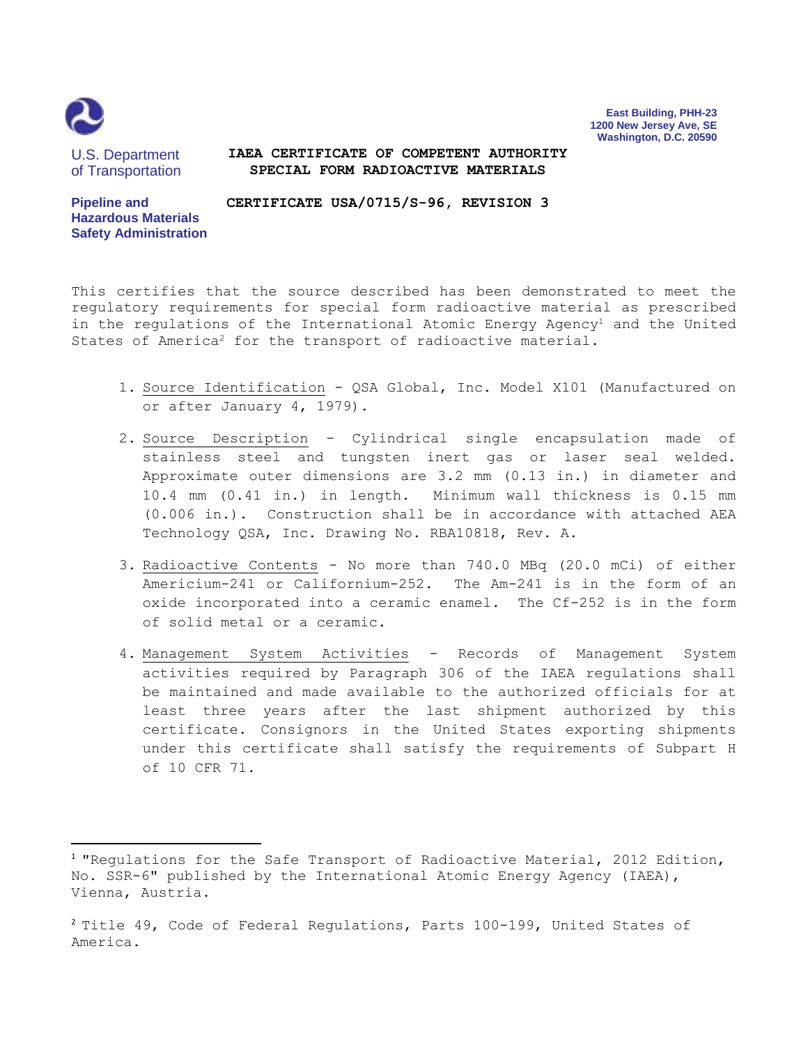U.S. Department of Transportation

Pipeline and Hazardous Materials Safety Administration

East Building, PHH-23
1200 New Jersey Ave, SE
Washington, D.C. 20590

# IAEA CERTIFICATE OF COMPETENT AUTHORITY
# SPECIAL FORM RADIOACTIVE MATERIALS

## CERTIFICATE USA/0715/S-96, REVISION 3

This certifies that the source described has been demonstrated to meet the regulatory requirements for special form radioactive material as prescribed in the regulations of the International Atomic Energy Agency[1] and the United States of America[2] for the transport of radioactive material.

1. Source Identification - QSA Global, Inc. Model X101 (Manufactured on or after January 4, 1979).

2. Source Description - Cylindrical single encapsulation made of stainless steel and tungsten inert gas or laser seal welded. Approximate outer dimensions are 3.2 mm (0.13 in.) in diameter and 10.4 mm (0.41 in.) in length. Minimum wall thickness is 0.15 mm (0.006 in.). Construction shall be in accordance with attached AEA Technology QSA, Inc. Drawing No. RBA10818, Rev. A.

3. Radioactive Contents - No more than 740.0 MBq (20.0 mCi) of either Americium-241 or Californium-252. The Am-241 is in the form of an oxide incorporated into a ceramic enamel. The Cf-252 is in the form of solid metal or a ceramic.

4. Management System Activities - Records of Management System activities required by Paragraph 306 of the IAEA regulations shall be maintained and made available to the authorized officials for at least three years after the last shipment authorized by this certificate. Consignors in the United States exporting shipments under this certificate shall satisfy the requirements of Subpart H of 10 CFR 71.

---

[1] "Regulations for the Safe Transport of Radioactive Material, 2012 Edition, No. SSR-6" published by the International Atomic Energy Agency (IAEA), Vienna, Austria.

[2] Title 49, Code of Federal Regulations, Parts 100-199, United States of America.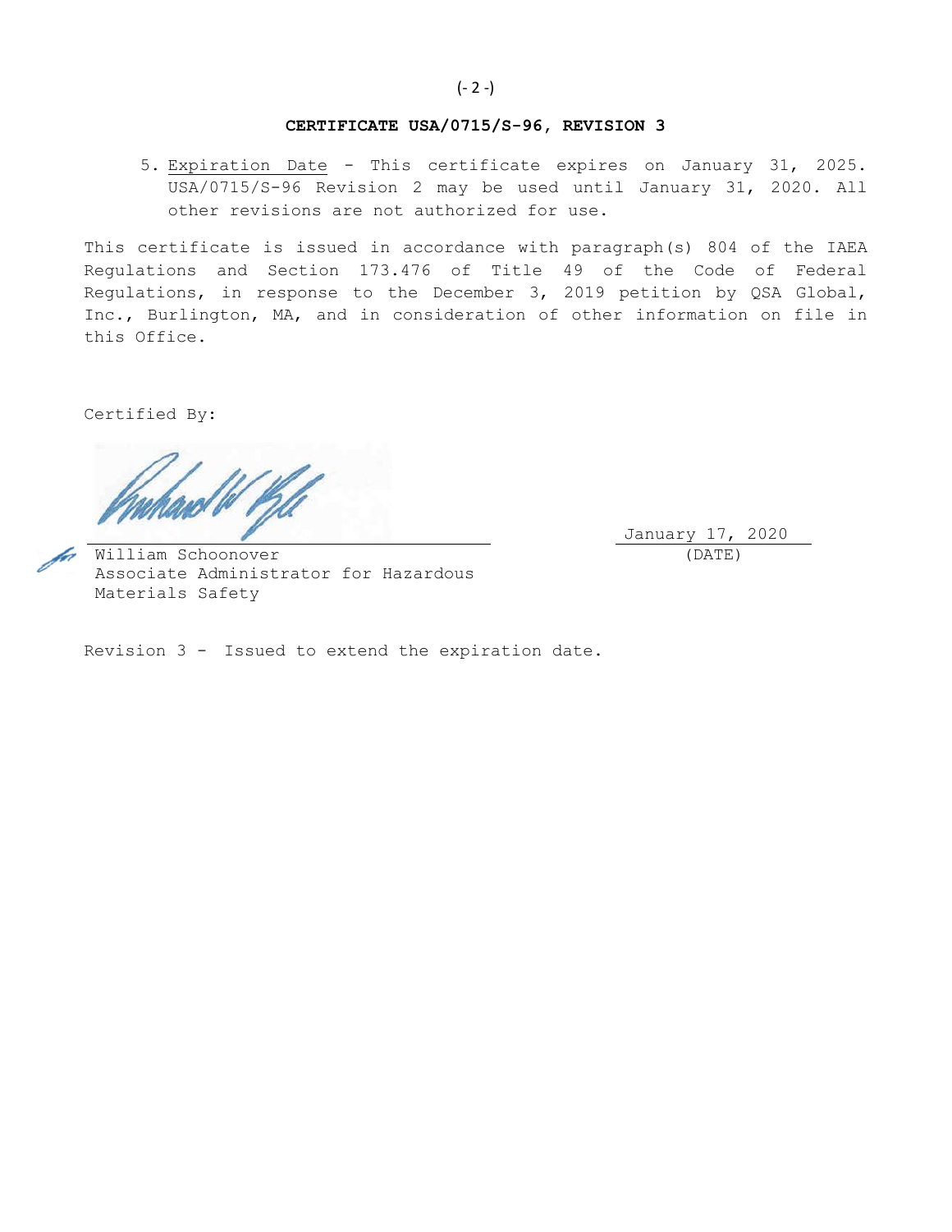**CERTIFICATE USA/0715/S-96, REVISION 3**

5. Expiration Date - This certificate expires on January 31, 2025. USA/0715/S-96 Revision 2 may be used until January 31, 2020. All other revisions are not authorized for use.

This certificate is issued in accordance with paragraph(s) 804 of the IAEA Regulations and Section 173.476 of Title 49 of the Code of Federal Regulations, in response to the December 3, 2019 petition by QSA Global, Inc., Burlington, MA, and in consideration of other information on file in this Office.

Certified By:

for William Schoonover
Associate Administrator for Hazardous Materials Safety

January 17, 2020
(DATE)

Revision 3 - Issued to extend the expiration date.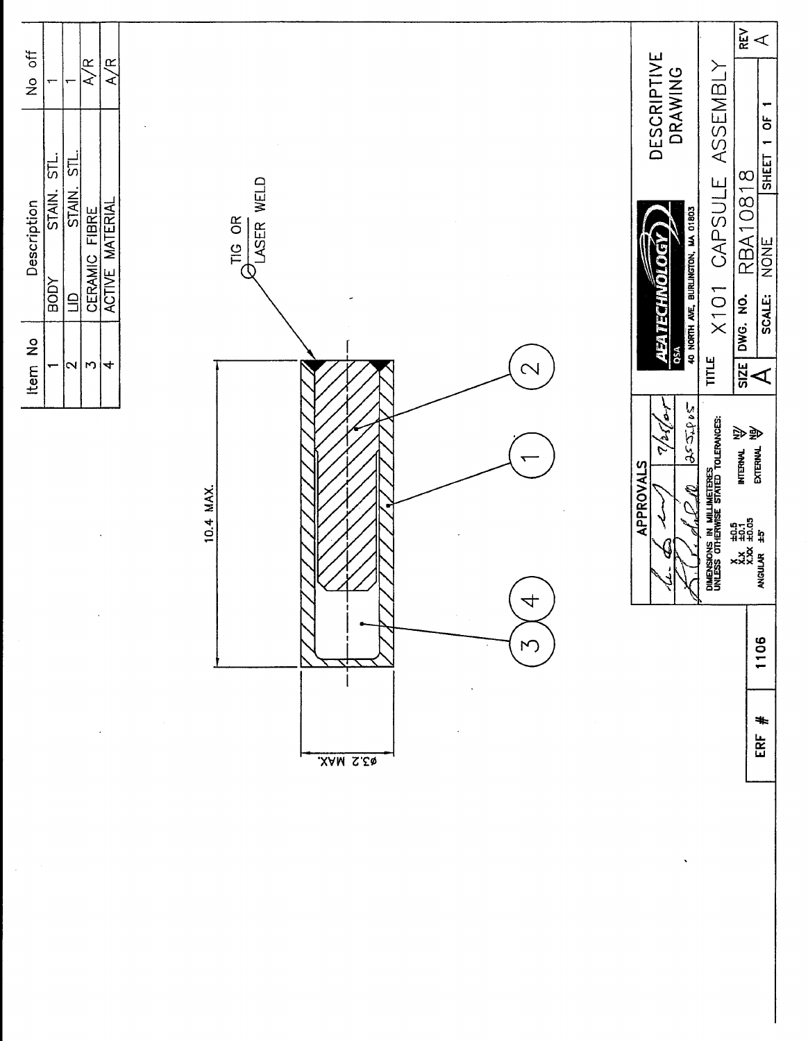| Item No | Description | | No off |
|---|---|---|---|
| 1 | BODY | STAIN. STL. | 1 |
| 2 | LID | STAIN. STL. | 1 |
| 3 | CERAMIC FIBRE | | A/R |
| 4 | ACTIVE MATERIAL | | A/R |

10.4 MAX.

ø3.2 MAX.

TIG OR LASER WELD

1 2 3 4

**APPROVALS**

7/25/05

25.JUL.05

DIMENSIONS IN MILLIMETRES UNLESS OTHERWISE STATED TOLERANCES:

X ±0.5
X.X ±0.1
X.XX ±0.05
ANGULAR ±5°

INTERNAL N7
EXTERNAL N8

ERF # 1106

**AEA TECHNOLOGY** QSA
40 NORTH AVE, BURLINGTON, MA 01803

**DESCRIPTIVE DRAWING**

TITLE: X101 CAPSULE ASSEMBLY

| SIZE | DWG. NO. | REV |
|---|---|---|
| A | RBA10818 | A |

SCALE: NONE — SHEET 1 OF 1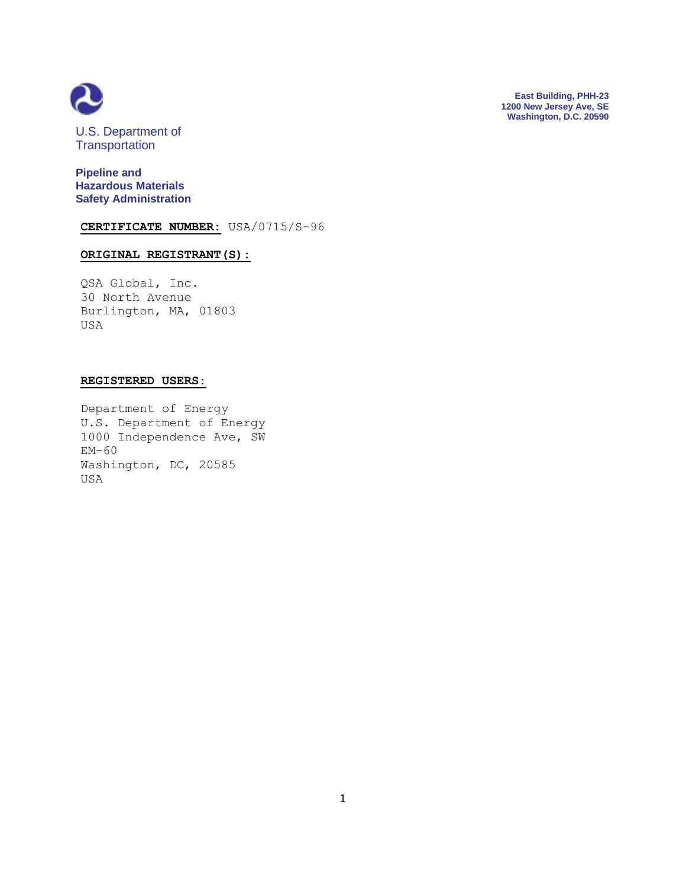U.S. Department of Transportation

**Pipeline and Hazardous Materials Safety Administration**

**East Building, PHH-23**
**1200 New Jersey Ave, SE**
**Washington, D.C. 20590**

**CERTIFICATE NUMBER:** USA/0715/S-96

**ORIGINAL REGISTRANT(S):**

QSA Global, Inc.
30 North Avenue
Burlington, MA, 01803
USA

**REGISTERED USERS:**

Department of Energy
U.S. Department of Energy
1000 Independence Ave, SW
EM-60
Washington, DC, 20585
USA